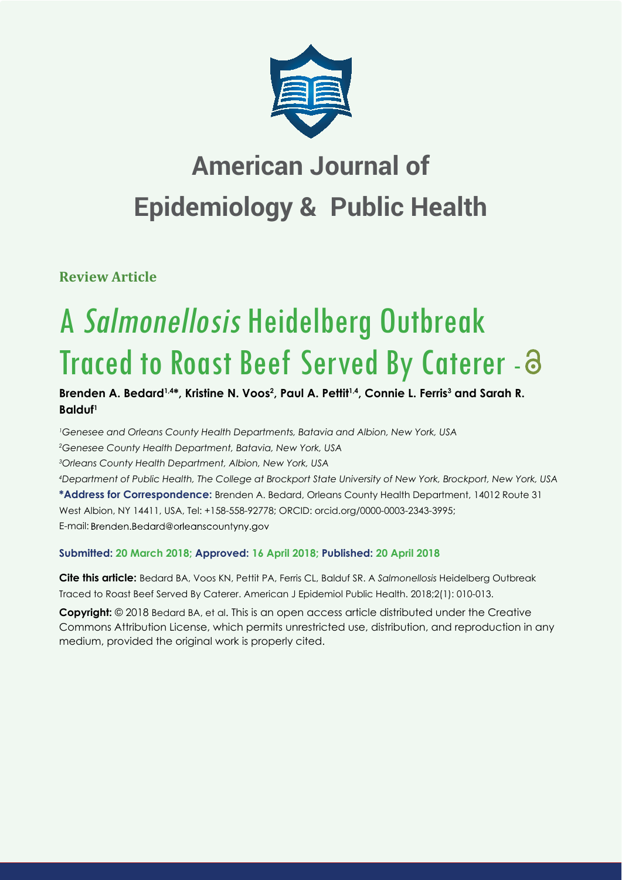# American Journal of Epidemiology & Public Health

**Review Article**

# A *Salmonellosis* Heidelberg Outbreak Traced to Roast Beef Served By Caterer

**Brenden A. Bedard[1,4*], Kristine N. Voos[2], Paul A. Pettit[1,4], Connie L. Ferris[3] and Sarah R. Balduf[1]**

[1]*Genesee and Orleans County Health Departments, Batavia and Albion, New York, USA*
[2]*Genesee County Health Department, Batavia, New York, USA*
[3]*Orleans County Health Department, Albion, New York, USA*
[4]*Department of Public Health, The College at Brockport State University of New York, Brockport, New York, USA*

**\*Address for Correspondence:** Brenden A. Bedard, Orleans County Health Department, 14012 Route 31 West Albion, NY 14411, USA, Tel: +158-558-92778; ORCID: orcid.org/0000-0003-2343-3995; E-mail: Brenden.Bedard@orleanscountyny.gov

**Submitted: 20 March 2018; Approved: 16 April 2018; Published: 20 April 2018**

**Cite this article:** Bedard BA, Voos KN, Pettit PA, Ferris CL, Balduf SR. A *Salmonellosis* Heidelberg Outbreak Traced to Roast Beef Served By Caterer. American J Epidemiol Public Health. 2018;2(1): 010-013.

**Copyright:** © 2018 Bedard BA, et al. This is an open access article distributed under the Creative Commons Attribution License, which permits unrestricted use, distribution, and reproduction in any medium, provided the original work is properly cited.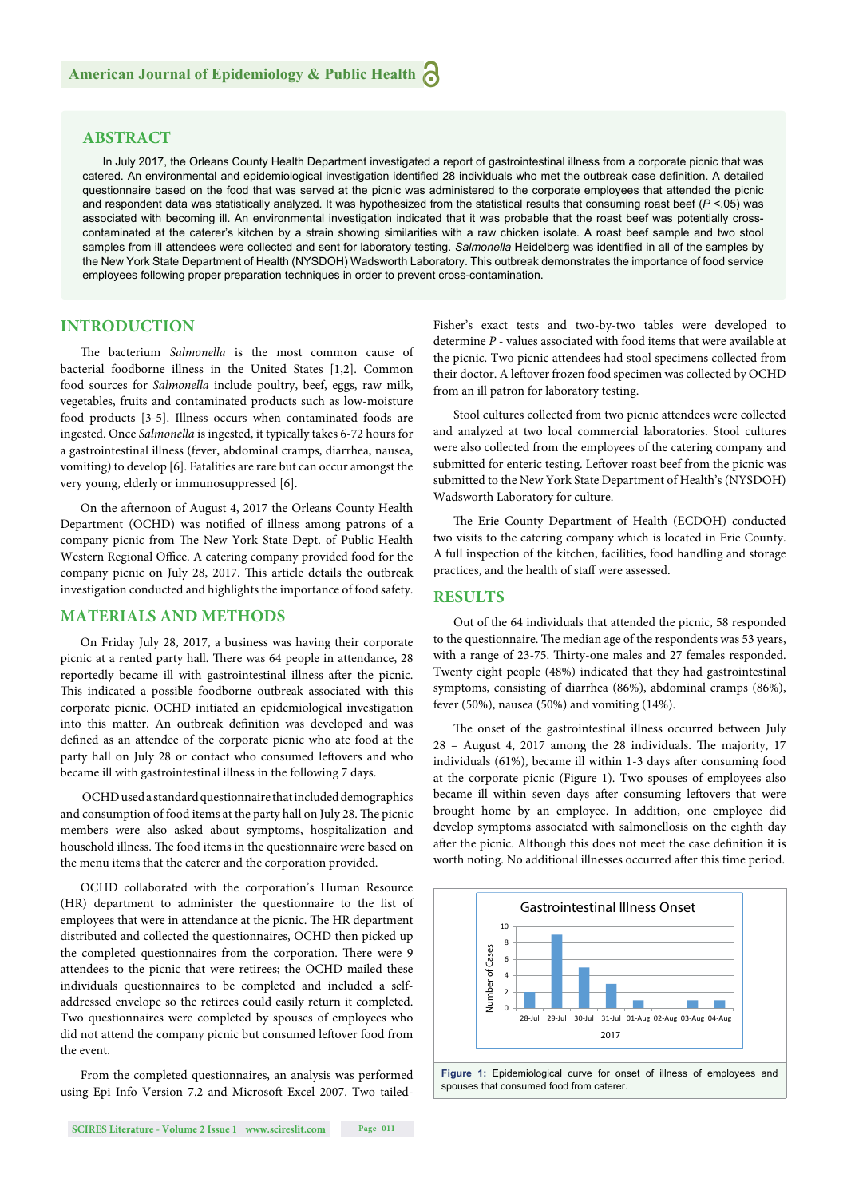## ABSTRACT

In July 2017, the Orleans County Health Department investigated a report of gastrointestinal illness from a corporate picnic that was catered. An environmental and epidemiological investigation identified 28 individuals who met the outbreak case definition. A detailed questionnaire based on the food that was served at the picnic was administered to the corporate employees that attended the picnic and respondent data was statistically analyzed. It was hypothesized from the statistical results that consuming roast beef ($P < .05$) was associated with becoming ill. An environmental investigation indicated that it was probable that the roast beef was potentially cross-contaminated at the caterer's kitchen by a strain showing similarities with a raw chicken isolate. A roast beef sample and two stool samples from ill attendees were collected and sent for laboratory testing. *Salmonella* Heidelberg was identified in all of the samples by the New York State Department of Health (NYSDOH) Wadsworth Laboratory. This outbreak demonstrates the importance of food service employees following proper preparation techniques in order to prevent cross-contamination.

## INTRODUCTION

The bacterium *Salmonella* is the most common cause of bacterial foodborne illness in the United States [1,2]. Common food sources for *Salmonella* include poultry, beef, eggs, raw milk, vegetables, fruits and contaminated products such as low-moisture food products [3-5]. Illness occurs when contaminated foods are ingested. Once *Salmonella* is ingested, it typically takes 6-72 hours for a gastrointestinal illness (fever, abdominal cramps, diarrhea, nausea, vomiting) to develop [6]. Fatalities are rare but can occur amongst the very young, elderly or immunosuppressed [6].

On the afternoon of August 4, 2017 the Orleans County Health Department (OCHD) was notified of illness among patrons of a company picnic from The New York State Dept. of Public Health Western Regional Office. A catering company provided food for the company picnic on July 28, 2017. This article details the outbreak investigation conducted and highlights the importance of food safety.

## MATERIALS AND METHODS

On Friday July 28, 2017, a business was having their corporate picnic at a rented party hall. There was 64 people in attendance, 28 reportedly became ill with gastrointestinal illness after the picnic. This indicated a possible foodborne outbreak associated with this corporate picnic. OCHD initiated an epidemiological investigation into this matter. An outbreak definition was developed and was defined as an attendee of the corporate picnic who ate food at the party hall on July 28 or contact who consumed leftovers and who became ill with gastrointestinal illness in the following 7 days.

OCHD used a standard questionnaire that included demographics and consumption of food items at the party hall on July 28. The picnic members were also asked about symptoms, hospitalization and household illness. The food items in the questionnaire were based on the menu items that the caterer and the corporation provided.

OCHD collaborated with the corporation's Human Resource (HR) department to administer the questionnaire to the list of employees that were in attendance at the picnic. The HR department distributed and collected the questionnaires, OCHD then picked up the completed questionnaires from the corporation. There were 9 attendees to the picnic that were retirees; the OCHD mailed these individuals questionnaires to be completed and included a self-addressed envelope so the retirees could easily return it completed. Two questionnaires were completed by spouses of employees who did not attend the company picnic but consumed leftover food from the event.

From the completed questionnaires, an analysis was performed using Epi Info Version 7.2 and Microsoft Excel 2007. Two tailed-Fisher's exact tests and two-by-two tables were developed to determine $P$ - values associated with food items that were available at the picnic. Two picnic attendees had stool specimens collected from their doctor. A leftover frozen food specimen was collected by OCHD from an ill patron for laboratory testing.

Stool cultures collected from two picnic attendees were collected and analyzed at two local commercial laboratories. Stool cultures were also collected from the employees of the catering company and submitted for enteric testing. Leftover roast beef from the picnic was submitted to the New York State Department of Health's (NYSDOH) Wadsworth Laboratory for culture.

The Erie County Department of Health (ECDOH) conducted two visits to the catering company which is located in Erie County. A full inspection of the kitchen, facilities, food handling and storage practices, and the health of staff were assessed.

## RESULTS

Out of the 64 individuals that attended the picnic, 58 responded to the questionnaire. The median age of the respondents was 53 years, with a range of 23-75. Thirty-one males and 27 females responded. Twenty eight people (48%) indicated that they had gastrointestinal symptoms, consisting of diarrhea (86%), abdominal cramps (86%), fever (50%), nausea (50%) and vomiting (14%).

The onset of the gastrointestinal illness occurred between July 28 – August 4, 2017 among the 28 individuals. The majority, 17 individuals (61%), became ill within 1-3 days after consuming food at the corporate picnic (Figure 1). Two spouses of employees also became ill within seven days after consuming leftovers that were brought home by an employee. In addition, one employee did develop symptoms associated with salmonellosis on the eighth day after the picnic. Although this does not meet the case definition it is worth noting. No additional illnesses occurred after this time period.

**Figure 1:** Epidemiological curve for onset of illness of employees and spouses that consumed food from caterer.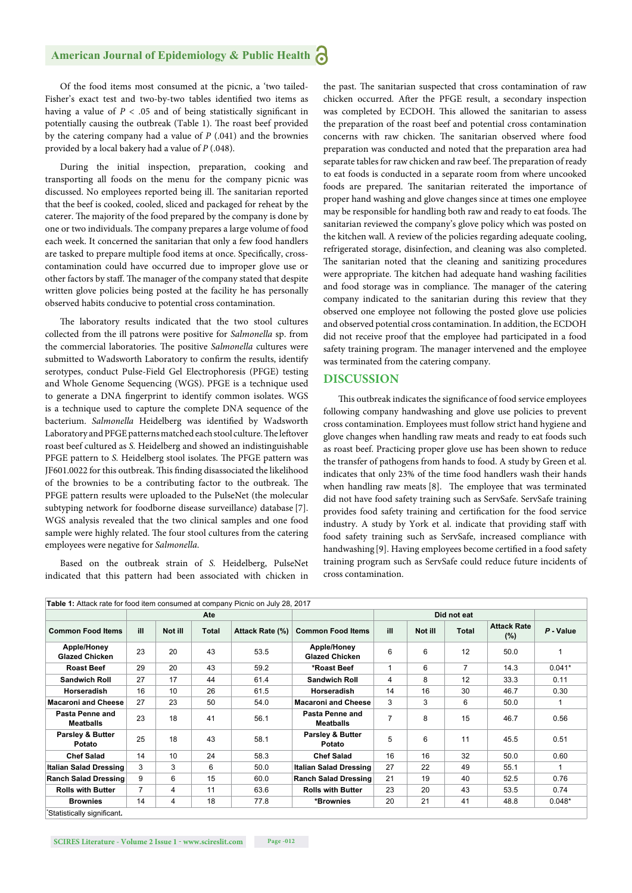Of the food items most consumed at the picnic, a 'two tailed-Fisher's exact test and two-by-two tables identified two items as having a value of $P < .05$ and of being statistically significant in potentially causing the outbreak (Table 1). The roast beef provided by the catering company had a value of $P$ (.041) and the brownies provided by a local bakery had a value of $P$ (.048).

During the initial inspection, preparation, cooking and transporting all foods on the menu for the company picnic was discussed. No employees reported being ill. The sanitarian reported that the beef is cooked, cooled, sliced and packaged for reheat by the caterer. The majority of the food prepared by the company is done by one or two individuals. The company prepares a large volume of food each week. It concerned the sanitarian that only a few food handlers are tasked to prepare multiple food items at once. Specifically, cross-contamination could have occurred due to improper glove use or other factors by staff. The manager of the company stated that despite written glove policies being posted at the facility he has personally observed habits conducive to potential cross contamination.

The laboratory results indicated that the two stool cultures collected from the ill patrons were positive for *Salmonella* sp. from the commercial laboratories. The positive *Salmonella* cultures were submitted to Wadsworth Laboratory to confirm the results, identify serotypes, conduct Pulse-Field Gel Electrophoresis (PFGE) testing and Whole Genome Sequencing (WGS). PFGE is a technique used to generate a DNA fingerprint to identify common isolates. WGS is a technique used to capture the complete DNA sequence of the bacterium. *Salmonella* Heidelberg was identified by Wadsworth Laboratory and PFGE patterns matched each stool culture. The leftover roast beef cultured as *S.* Heidelberg and showed an indistinguishable PFGE pattern to *S.* Heidelberg stool isolates. The PFGE pattern was JF601.0022 for this outbreak. This finding disassociated the likelihood of the brownies to be a contributing factor to the outbreak. The PFGE pattern results were uploaded to the PulseNet (the molecular subtyping network for foodborne disease surveillance) database [7]. WGS analysis revealed that the two clinical samples and one food sample were highly related. The four stool cultures from the catering employees were negative for *Salmonella*.

Based on the outbreak strain of *S.* Heidelberg, PulseNet indicated that this pattern had been associated with chicken in the past. The sanitarian suspected that cross contamination of raw chicken occurred. After the PFGE result, a secondary inspection was completed by ECDOH. This allowed the sanitarian to assess the preparation of the roast beef and potential cross contamination concerns with raw chicken. The sanitarian observed where food preparation was conducted and noted that the preparation area had separate tables for raw chicken and raw beef. The preparation of ready to eat foods is conducted in a separate room from where uncooked foods are prepared. The sanitarian reiterated the importance of proper hand washing and glove changes since at times one employee may be responsible for handling both raw and ready to eat foods. The sanitarian reviewed the company's glove policy which was posted on the kitchen wall. A review of the policies regarding adequate cooling, refrigerated storage, disinfection, and cleaning was also completed. The sanitarian noted that the cleaning and sanitizing procedures were appropriate. The kitchen had adequate hand washing facilities and food storage was in compliance. The manager of the catering company indicated to the sanitarian during this review that they observed one employee not following the posted glove use policies and observed potential cross contamination. In addition, the ECDOH did not receive proof that the employee had participated in a food safety training program. The manager intervened and the employee was terminated from the catering company.

## DISCUSSION

This outbreak indicates the significance of food service employees following company handwashing and glove use policies to prevent cross contamination. Employees must follow strict hand hygiene and glove changes when handling raw meats and ready to eat foods such as roast beef. Practicing proper glove use has been shown to reduce the transfer of pathogens from hands to food. A study by Green et al. indicates that only 23% of the time food handlers wash their hands when handling raw meats [8]. The employee that was terminated did not have food safety training such as ServSafe. ServSafe training provides food safety training and certification for the food service industry. A study by York et al. indicate that providing staff with food safety training such as ServSafe, increased compliance with handwashing [9]. Having employees become certified in a food safety training program such as ServSafe could reduce future incidents of cross contamination.

**Table 1:** Attack rate for food item consumed at company Picnic on July 28, 2017

| | Ate | | | | Did not eat | | | | | |
|---|---|---|---|---|---|---|---|---|---|---|
| **Common Food Items** | **ill** | **Not ill** | **Total** | **Attack Rate (%)** | **Common Food Items** | **ill** | **Not ill** | **Total** | **Attack Rate (%)** | ***P* - Value** |
| **Apple/Honey Glazed Chicken** | 23 | 20 | 43 | 53.5 | **Apple/Honey Glazed Chicken** | 6 | 6 | 12 | 50.0 | 1 |
| **Roast Beef** | 29 | 20 | 43 | 59.2 | **\*Roast Beef** | 1 | 6 | 7 | 14.3 | 0.041* |
| **Sandwich Roll** | 27 | 17 | 44 | 61.4 | **Sandwich Roll** | 4 | 8 | 12 | 33.3 | 0.11 |
| **Horseradish** | 16 | 10 | 26 | 61.5 | **Horseradish** | 14 | 16 | 30 | 46.7 | 0.30 |
| **Macaroni and Cheese** | 27 | 23 | 50 | 54.0 | **Macaroni and Cheese** | 3 | 3 | 6 | 50.0 | 1 |
| **Pasta Penne and Meatballs** | 23 | 18 | 41 | 56.1 | **Pasta Penne and Meatballs** | 7 | 8 | 15 | 46.7 | 0.56 |
| **Parsley & Butter Potato** | 25 | 18 | 43 | 58.1 | **Parsley & Butter Potato** | 5 | 6 | 11 | 45.5 | 0.51 |
| **Chef Salad** | 14 | 10 | 24 | 58.3 | **Chef Salad** | 16 | 16 | 32 | 50.0 | 0.60 |
| **Italian Salad Dressing** | 3 | 3 | 6 | 50.0 | **Italian Salad Dressing** | 27 | 22 | 49 | 55.1 | 1 |
| **Ranch Salad Dressing** | 9 | 6 | 15 | 60.0 | **Ranch Salad Dressing** | 21 | 19 | 40 | 52.5 | 0.76 |
| **Rolls with Butter** | 7 | 4 | 11 | 63.6 | **Rolls with Butter** | 23 | 20 | 43 | 53.5 | 0.74 |
| **Brownies** | 14 | 4 | 18 | 77.8 | **\*Brownies** | 20 | 21 | 41 | 48.8 | 0.048* |

*Statistically significant.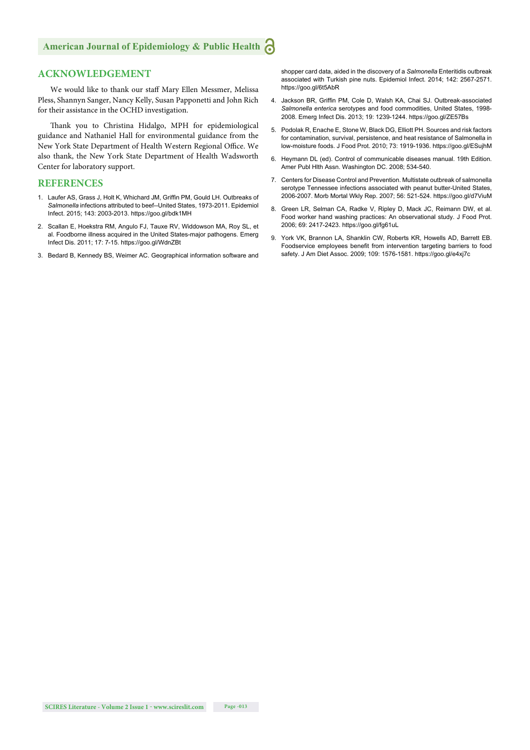## ACKNOWLEDGEMENT

We would like to thank our staff Mary Ellen Messmer, Melissa Pless, Shannyn Sanger, Nancy Kelly, Susan Papponetti and John Rich for their assistance in the OCHD investigation.

Thank you to Christina Hidalgo, MPH for epidemiological guidance and Nathaniel Hall for environmental guidance from the New York State Department of Health Western Regional Office. We also thank, the New York State Department of Health Wadsworth Center for laboratory support.

## REFERENCES

1. Laufer AS, Grass J, Holt K, Whichard JM, Griffin PM, Gould LH. Outbreaks of *Salmonella* infections attributed to beef--United States, 1973-2011. Epidemiol Infect. 2015; 143: 2003-2013. https://goo.gl/bdk1MH
2. Scallan E, Hoekstra RM, Angulo FJ, Tauxe RV, Widdowson MA, Roy SL, et al. Foodborne illness acquired in the United States-major pathogens. Emerg Infect Dis. 2011; 17: 7-15. https://goo.gl/WdnZBt
3. Bedard B, Kennedy BS, Weimer AC. Geographical information software and shopper card data, aided in the discovery of a *Salmonella* Enteritidis outbreak associated with Turkish pine nuts. Epidemiol Infect. 2014; 142: 2567-2571. https://goo.gl/6t5AbR
4. Jackson BR, Griffin PM, Cole D, Walsh KA, Chai SJ. Outbreak-associated *Salmonella enterica* serotypes and food commodities, United States, 1998-2008. Emerg Infect Dis. 2013; 19: 1239-1244. https://goo.gl/ZE57Bs
5. Podolak R, Enache E, Stone W, Black DG, Elliott PH. Sources and risk factors for contamination, survival, persistence, and heat resistance of Salmonella in low-moisture foods. J Food Prot. 2010; 73: 1919-1936. https://goo.gl/ESujhM
6. Heymann DL (ed). Control of communicable diseases manual. 19th Edition. Amer Publ Hlth Assn. Washington DC. 2008; 534-540.
7. Centers for Disease Control and Prevention. Multistate outbreak of salmonella serotype Tennessee infections associated with peanut butter-United States, 2006-2007. Morb Mortal Wkly Rep. 2007; 56: 521-524. https://goo.gl/d7ViuM
8. Green LR, Selman CA, Radke V, Ripley D, Mack JC, Reimann DW, et al. Food worker hand washing practices: An observational study. J Food Prot. 2006; 69: 2417-2423. https://goo.gl/fg61uL
9. York VK, Brannon LA, Shanklin CW, Roberts KR, Howells AD, Barrett EB. Foodservice employees benefit from intervention targeting barriers to food safety. J Am Diet Assoc. 2009; 109: 1576-1581. https://goo.gl/e4xj7c